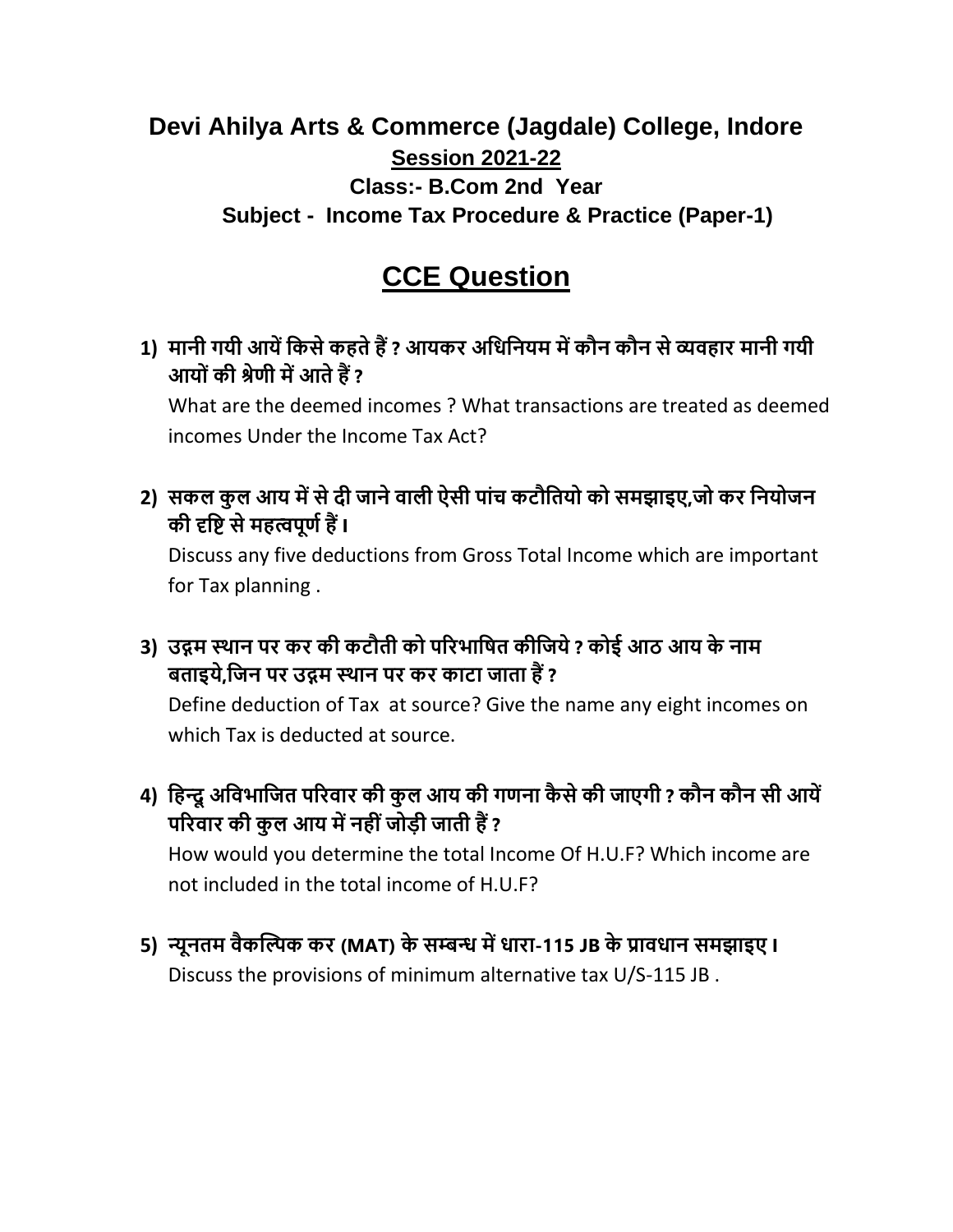# Devi Ahilya Arts & Commerce (Jagdale) College, Indore

**Session 2021-22**

**Class:- B.Com 2nd Year**

**Subject - Income Tax Procedure & Practice (Paper-1)**

## CCE Question

1) **मानी गयी आयें किसे कहते हैं ? आयकर अधिनियम में कौन कौन से व्यवहार मानी गयी आयों की श्रेणी में आते हैं ?**

   What are the deemed incomes ? What transactions are treated as deemed incomes Under the Income Tax Act?

2) **सकल कुल आय में से दी जाने वाली ऐसी पांच कटौतियो को समझाइए,जो कर नियोजन की दृष्टि से महत्वपूर्ण हैं ।**

   Discuss any five deductions from Gross Total Income which are important for Tax planning .

3) **उद्गम स्थान पर कर की कटौती को परिभाषित कीजिये ? कोई आठ आय के नाम बताइये,जिन पर उद्गम स्थान पर कर काटा जाता हैं ?**

   Define deduction of Tax at source? Give the name any eight incomes on which Tax is deducted at source.

4) **हिन्दू अविभाजित परिवार की कुल आय की गणना कैसे की जाएगी ? कौन कौन सी आयें परिवार की कुल आय में नहीं जोड़ी जाती हैं ?**

   How would you determine the total Income Of H.U.F? Which income are not included in the total income of H.U.F?

5) **न्यूनतम वैकल्पिक कर (MAT) के सम्बन्ध में धारा-115 JB के प्रावधान समझाइए ।**

   Discuss the provisions of minimum alternative tax U/S-115 JB .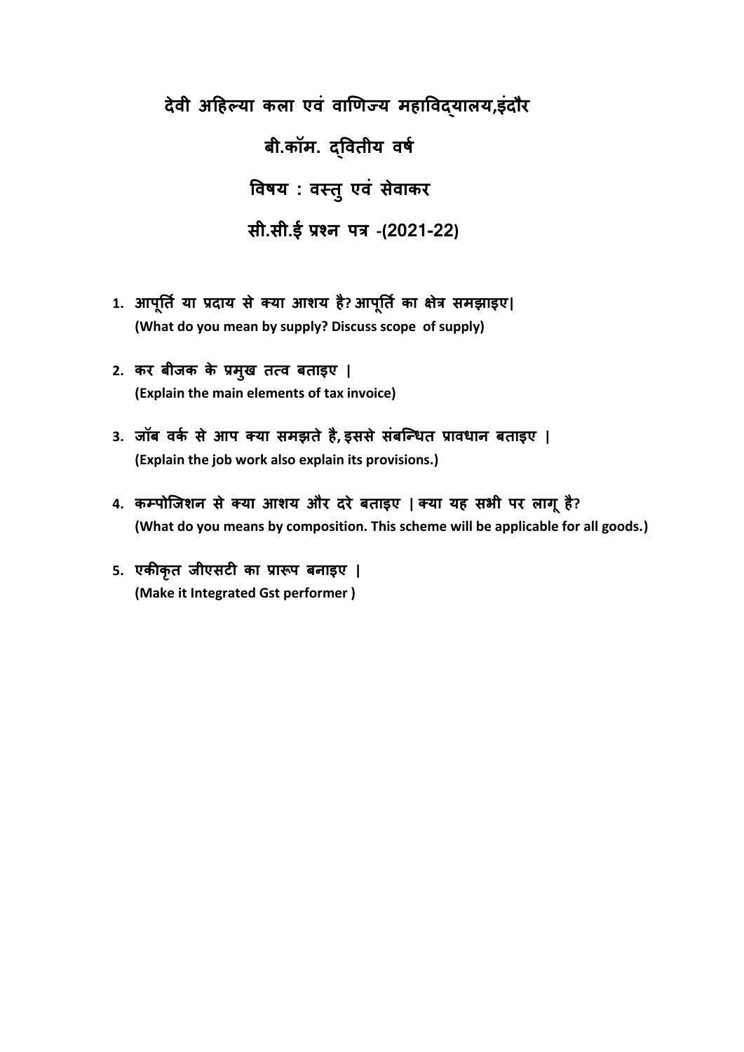# देवी अहिल्या कला एवं वाणिज्य महाविद्यालय,इंदौर

## बी.कॉम. द्वितीय वर्ष

## विषय : वस्तु एवं सेवाकर

## सी.सी.ई प्रश्न पत्र -(2021-22)

1. **आपूर्ति या प्रदाय से क्या आशय है? आपूर्ति का क्षेत्र समझाइए|**
   **(What do you mean by supply? Discuss scope of supply)**

2. **कर बीजक के प्रमुख तत्व बताइए |**
   **(Explain the main elements of tax invoice)**

3. **जॉब वर्क से आप क्या समझते है, इससे संबन्धित प्रावधान बताइए |**
   **(Explain the job work also explain its provisions.)**

4. **कम्पोजिशन से क्या आशय और दरे बताइए | क्या यह सभी पर लागू है?**
   **(What do you means by composition. This scheme will be applicable for all goods.)**

5. **एकीकृत जीएसटी का प्रारूप बनाइए |**
   **(Make it Integrated Gst performer )**